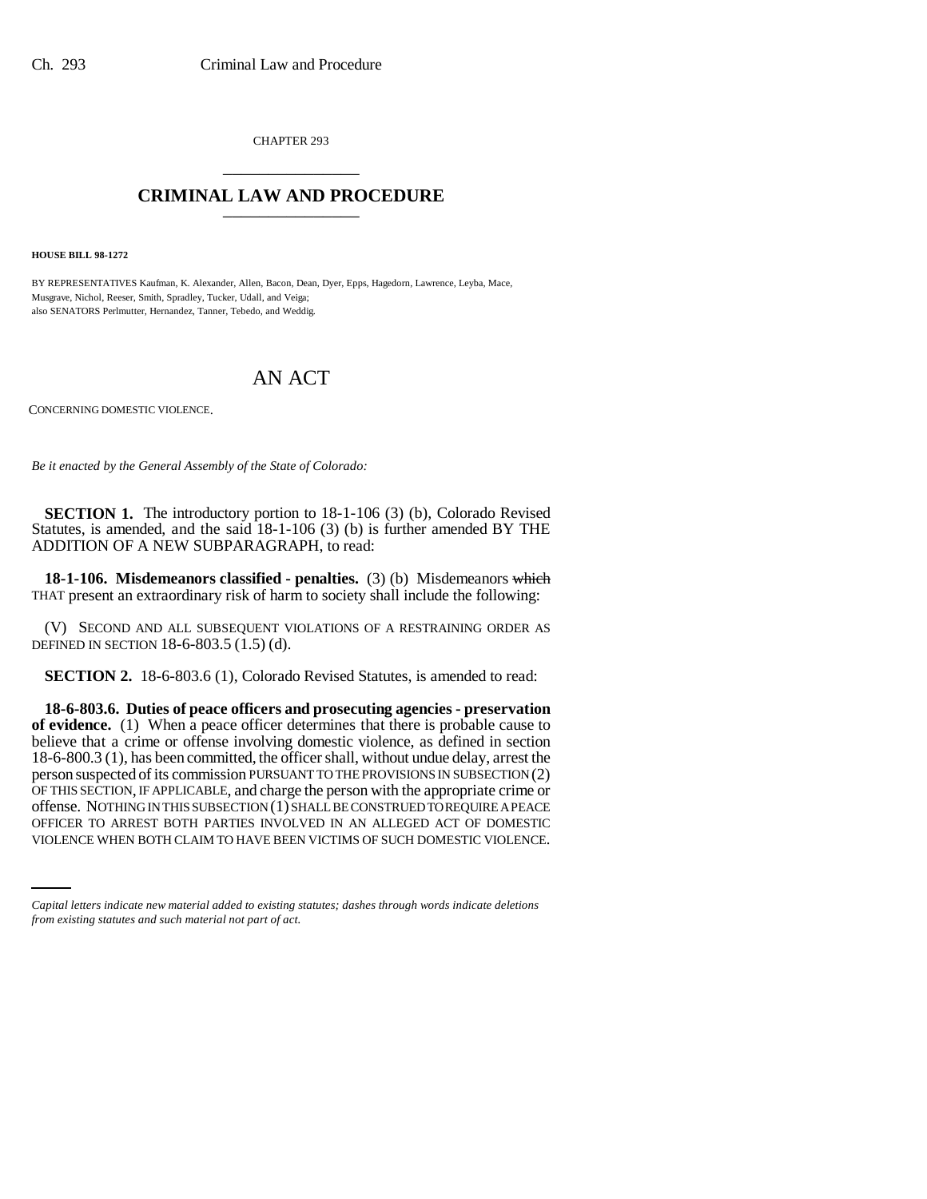CHAPTER 293

# CRIMINAL LAW AND PROCEDURE

**HOUSE BILL 98-1272**

BY REPRESENTATIVES Kaufman, K. Alexander, Allen, Bacon, Dean, Dyer, Epps, Hagedorn, Lawrence, Leyba, Mace, Musgrave, Nichol, Reeser, Smith, Spradley, Tucker, Udall, and Veiga;
also SENATORS Perlmutter, Hernandez, Tanner, Tebedo, and Weddig.

# AN ACT

CONCERNING DOMESTIC VIOLENCE.

*Be it enacted by the General Assembly of the State of Colorado:*

**SECTION 1.** The introductory portion to 18-1-106 (3) (b), Colorado Revised Statutes, is amended, and the said 18-1-106 (3) (b) is further amended BY THE ADDITION OF A NEW SUBPARAGRAPH, to read:

**18-1-106. Misdemeanors classified - penalties.** (3) (b) Misdemeanors ~~which~~ THAT present an extraordinary risk of harm to society shall include the following:

(V) SECOND AND ALL SUBSEQUENT VIOLATIONS OF A RESTRAINING ORDER AS DEFINED IN SECTION 18-6-803.5 (1.5) (d).

**SECTION 2.** 18-6-803.6 (1), Colorado Revised Statutes, is amended to read:

**18-6-803.6. Duties of peace officers and prosecuting agencies - preservation of evidence.** (1) When a peace officer determines that there is probable cause to believe that a crime or offense involving domestic violence, as defined in section 18-6-800.3 (1), has been committed, the officer shall, without undue delay, arrest the person suspected of its commission PURSUANT TO THE PROVISIONS IN SUBSECTION (2) OF THIS SECTION, IF APPLICABLE, and charge the person with the appropriate crime or offense. NOTHING IN THIS SUBSECTION (1) SHALL BE CONSTRUED TO REQUIRE A PEACE OFFICER TO ARREST BOTH PARTIES INVOLVED IN AN ALLEGED ACT OF DOMESTIC VIOLENCE WHEN BOTH CLAIM TO HAVE BEEN VICTIMS OF SUCH DOMESTIC VIOLENCE.

*Capital letters indicate new material added to existing statutes; dashes through words indicate deletions from existing statutes and such material not part of act.*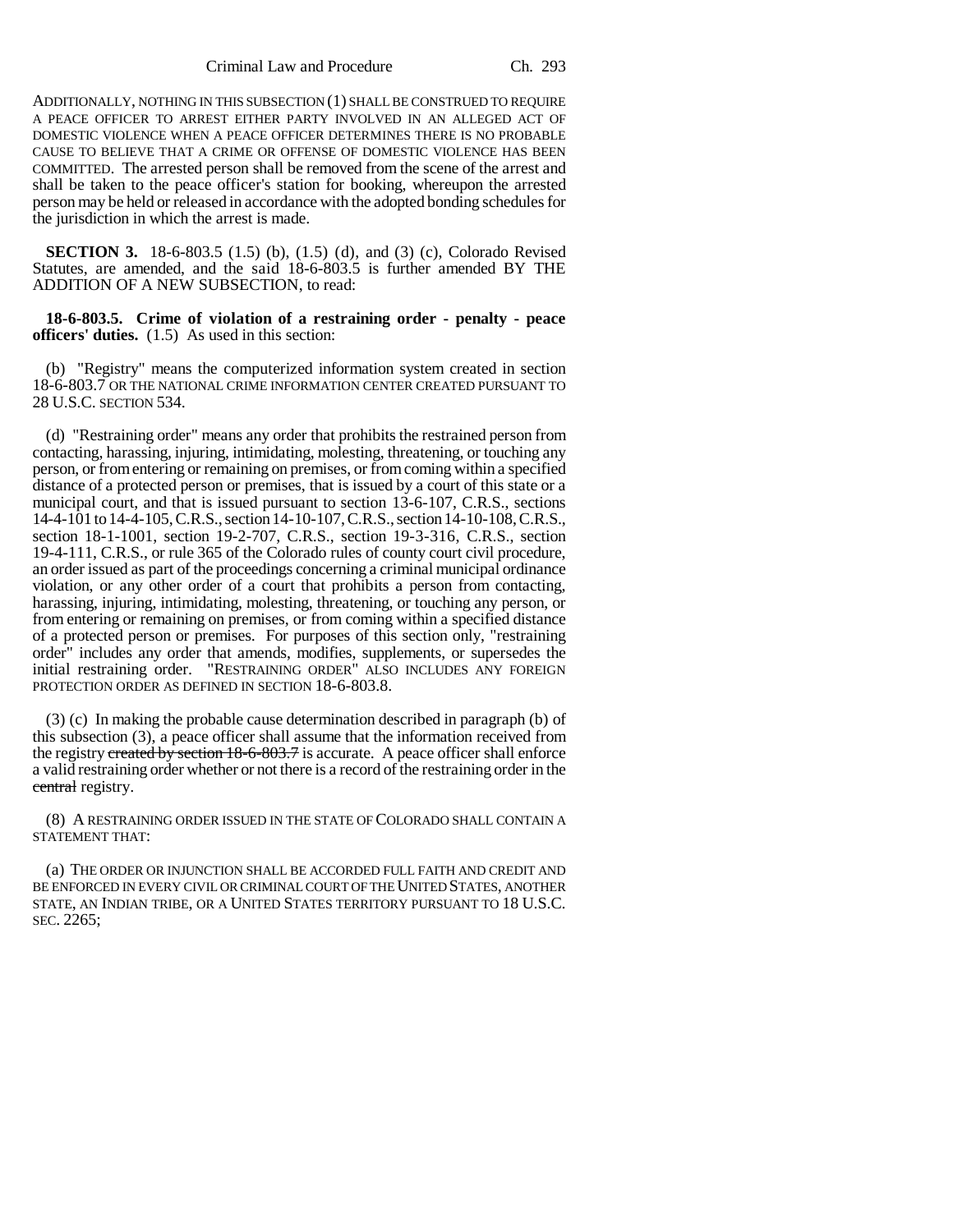ADDITIONALLY, NOTHING IN THIS SUBSECTION (1) SHALL BE CONSTRUED TO REQUIRE A PEACE OFFICER TO ARREST EITHER PARTY INVOLVED IN AN ALLEGED ACT OF DOMESTIC VIOLENCE WHEN A PEACE OFFICER DETERMINES THERE IS NO PROBABLE CAUSE TO BELIEVE THAT A CRIME OR OFFENSE OF DOMESTIC VIOLENCE HAS BEEN COMMITTED. The arrested person shall be removed from the scene of the arrest and shall be taken to the peace officer's station for booking, whereupon the arrested person may be held or released in accordance with the adopted bonding schedules for the jurisdiction in which the arrest is made.

**SECTION 3.** 18-6-803.5 (1.5) (b), (1.5) (d), and (3) (c), Colorado Revised Statutes, are amended, and the said 18-6-803.5 is further amended BY THE ADDITION OF A NEW SUBSECTION, to read:

**18-6-803.5. Crime of violation of a restraining order - penalty - peace officers' duties.** (1.5) As used in this section:

(b) "Registry" means the computerized information system created in section 18-6-803.7 OR THE NATIONAL CRIME INFORMATION CENTER CREATED PURSUANT TO 28 U.S.C. SECTION 534.

(d) "Restraining order" means any order that prohibits the restrained person from contacting, harassing, injuring, intimidating, molesting, threatening, or touching any person, or from entering or remaining on premises, or from coming within a specified distance of a protected person or premises, that is issued by a court of this state or a municipal court, and that is issued pursuant to section 13-6-107, C.R.S., sections 14-4-101 to 14-4-105, C.R.S., section 14-10-107, C.R.S., section 14-10-108, C.R.S., section 18-1-1001, section 19-2-707, C.R.S., section 19-3-316, C.R.S., section 19-4-111, C.R.S., or rule 365 of the Colorado rules of county court civil procedure, an order issued as part of the proceedings concerning a criminal municipal ordinance violation, or any other order of a court that prohibits a person from contacting, harassing, injuring, intimidating, molesting, threatening, or touching any person, or from entering or remaining on premises, or from coming within a specified distance of a protected person or premises. For purposes of this section only, "restraining order" includes any order that amends, modifies, supplements, or supersedes the initial restraining order. "RESTRAINING ORDER" ALSO INCLUDES ANY FOREIGN PROTECTION ORDER AS DEFINED IN SECTION 18-6-803.8.

(3) (c) In making the probable cause determination described in paragraph (b) of this subsection (3), a peace officer shall assume that the information received from the registry ~~created by section 18-6-803.7~~ is accurate. A peace officer shall enforce a valid restraining order whether or not there is a record of the restraining order in the ~~central~~ registry.

(8) A RESTRAINING ORDER ISSUED IN THE STATE OF COLORADO SHALL CONTAIN A STATEMENT THAT:

(a) THE ORDER OR INJUNCTION SHALL BE ACCORDED FULL FAITH AND CREDIT AND BE ENFORCED IN EVERY CIVIL OR CRIMINAL COURT OF THE UNITED STATES, ANOTHER STATE, AN INDIAN TRIBE, OR A UNITED STATES TERRITORY PURSUANT TO 18 U.S.C. SEC. 2265;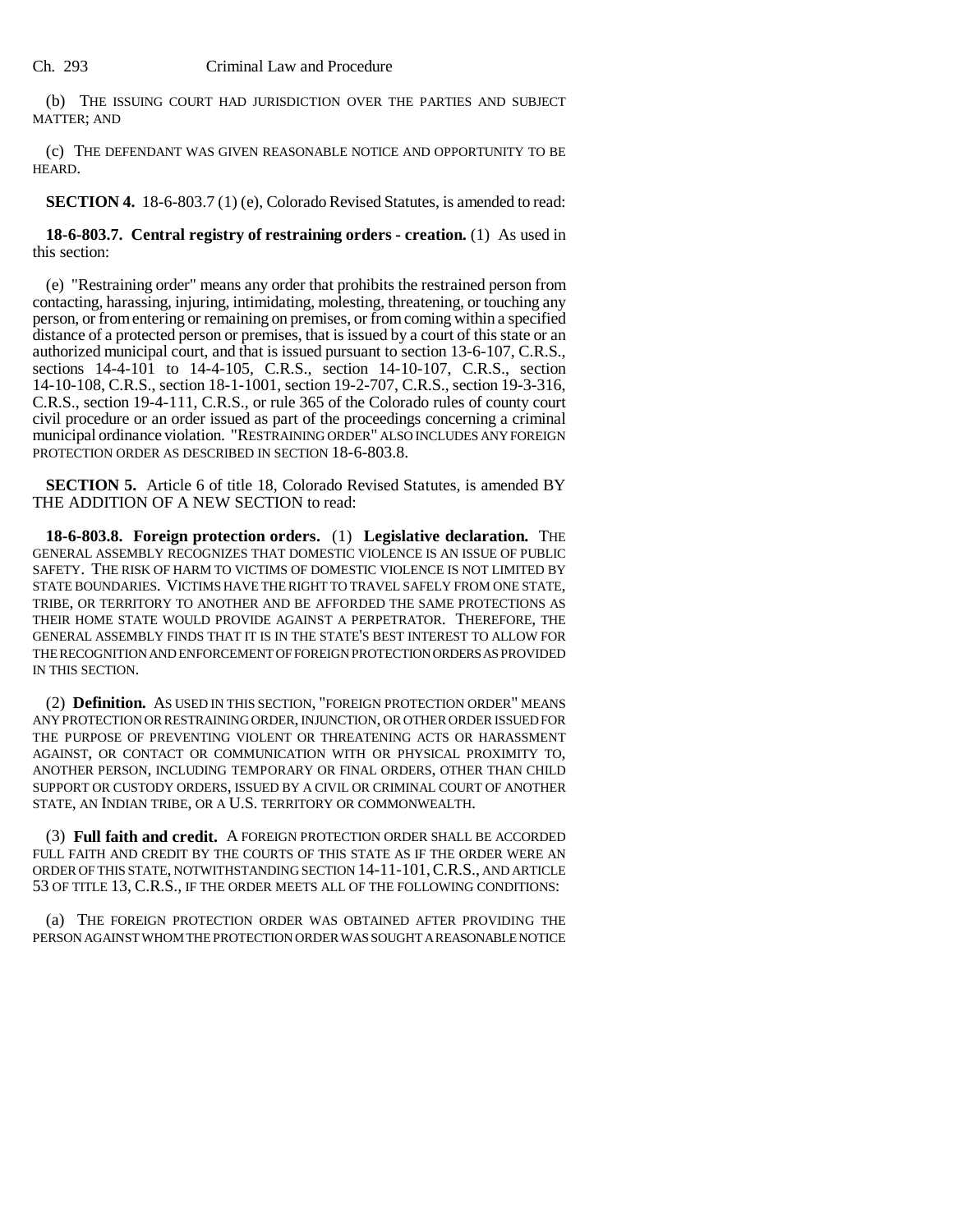(b) THE ISSUING COURT HAD JURISDICTION OVER THE PARTIES AND SUBJECT MATTER; AND

(c) THE DEFENDANT WAS GIVEN REASONABLE NOTICE AND OPPORTUNITY TO BE HEARD.

**SECTION 4.** 18-6-803.7 (1) (e), Colorado Revised Statutes, is amended to read:

**18-6-803.7. Central registry of restraining orders - creation.** (1) As used in this section:

(e) "Restraining order" means any order that prohibits the restrained person from contacting, harassing, injuring, intimidating, molesting, threatening, or touching any person, or from entering or remaining on premises, or from coming within a specified distance of a protected person or premises, that is issued by a court of this state or an authorized municipal court, and that is issued pursuant to section 13-6-107, C.R.S., sections 14-4-101 to 14-4-105, C.R.S., section 14-10-107, C.R.S., section 14-10-108, C.R.S., section 18-1-1001, section 19-2-707, C.R.S., section 19-3-316, C.R.S., section 19-4-111, C.R.S., or rule 365 of the Colorado rules of county court civil procedure or an order issued as part of the proceedings concerning a criminal municipal ordinance violation. "RESTRAINING ORDER" ALSO INCLUDES ANY FOREIGN PROTECTION ORDER AS DESCRIBED IN SECTION 18-6-803.8.

**SECTION 5.** Article 6 of title 18, Colorado Revised Statutes, is amended BY THE ADDITION OF A NEW SECTION to read:

**18-6-803.8. Foreign protection orders.** (1) **Legislative declaration.** THE GENERAL ASSEMBLY RECOGNIZES THAT DOMESTIC VIOLENCE IS AN ISSUE OF PUBLIC SAFETY. THE RISK OF HARM TO VICTIMS OF DOMESTIC VIOLENCE IS NOT LIMITED BY STATE BOUNDARIES. VICTIMS HAVE THE RIGHT TO TRAVEL SAFELY FROM ONE STATE, TRIBE, OR TERRITORY TO ANOTHER AND BE AFFORDED THE SAME PROTECTIONS AS THEIR HOME STATE WOULD PROVIDE AGAINST A PERPETRATOR. THEREFORE, THE GENERAL ASSEMBLY FINDS THAT IT IS IN THE STATE'S BEST INTEREST TO ALLOW FOR THE RECOGNITION AND ENFORCEMENT OF FOREIGN PROTECTION ORDERS AS PROVIDED IN THIS SECTION.

(2) **Definition.** AS USED IN THIS SECTION, "FOREIGN PROTECTION ORDER" MEANS ANY PROTECTION OR RESTRAINING ORDER, INJUNCTION, OR OTHER ORDER ISSUED FOR THE PURPOSE OF PREVENTING VIOLENT OR THREATENING ACTS OR HARASSMENT AGAINST, OR CONTACT OR COMMUNICATION WITH OR PHYSICAL PROXIMITY TO, ANOTHER PERSON, INCLUDING TEMPORARY OR FINAL ORDERS, OTHER THAN CHILD SUPPORT OR CUSTODY ORDERS, ISSUED BY A CIVIL OR CRIMINAL COURT OF ANOTHER STATE, AN INDIAN TRIBE, OR A U.S. TERRITORY OR COMMONWEALTH.

(3) **Full faith and credit.** A FOREIGN PROTECTION ORDER SHALL BE ACCORDED FULL FAITH AND CREDIT BY THE COURTS OF THIS STATE AS IF THE ORDER WERE AN ORDER OF THIS STATE, NOTWITHSTANDING SECTION 14-11-101, C.R.S., AND ARTICLE 53 OF TITLE 13, C.R.S., IF THE ORDER MEETS ALL OF THE FOLLOWING CONDITIONS:

(a) THE FOREIGN PROTECTION ORDER WAS OBTAINED AFTER PROVIDING THE PERSON AGAINST WHOM THE PROTECTION ORDER WAS SOUGHT A REASONABLE NOTICE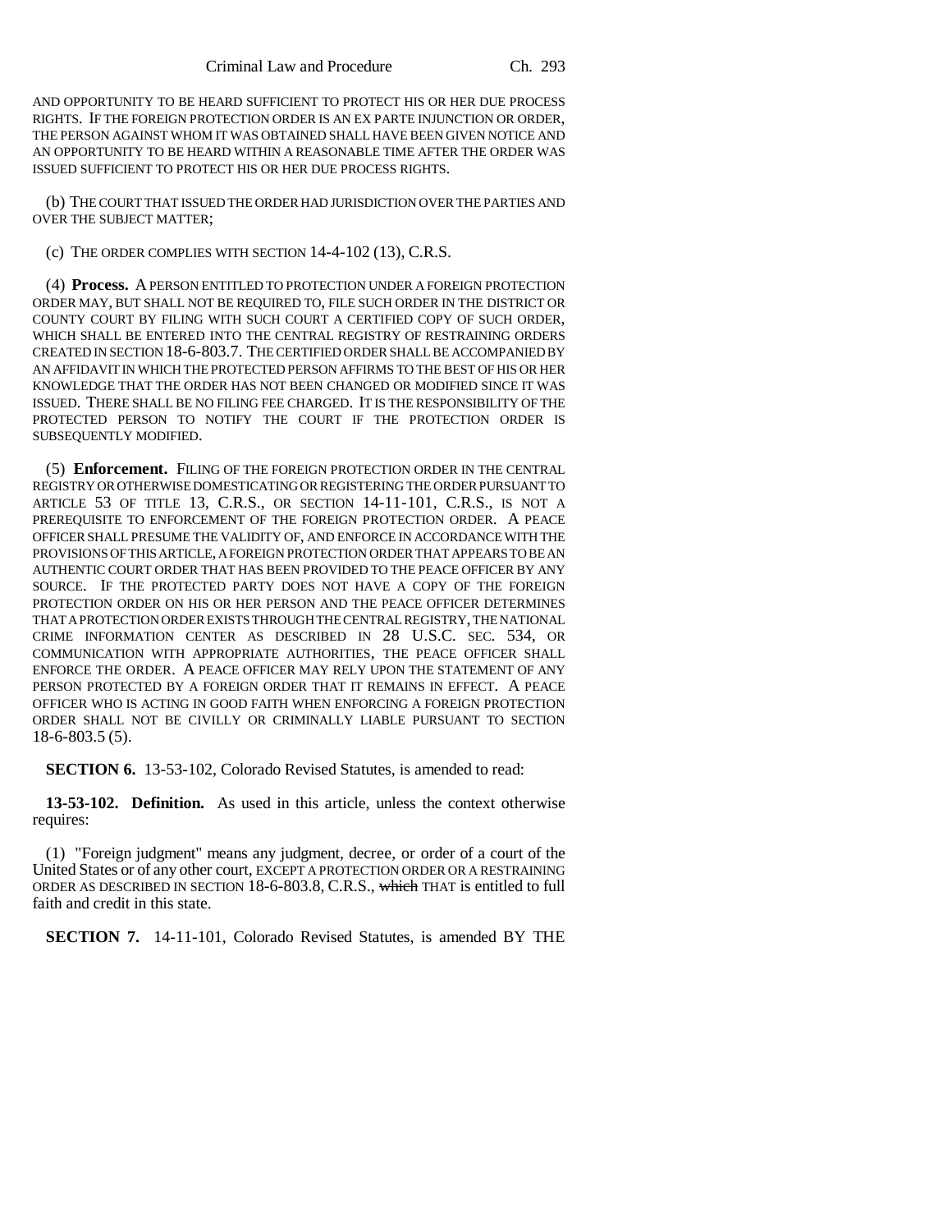AND OPPORTUNITY TO BE HEARD SUFFICIENT TO PROTECT HIS OR HER DUE PROCESS RIGHTS. IF THE FOREIGN PROTECTION ORDER IS AN EX PARTE INJUNCTION OR ORDER, THE PERSON AGAINST WHOM IT WAS OBTAINED SHALL HAVE BEEN GIVEN NOTICE AND AN OPPORTUNITY TO BE HEARD WITHIN A REASONABLE TIME AFTER THE ORDER WAS ISSUED SUFFICIENT TO PROTECT HIS OR HER DUE PROCESS RIGHTS.

(b) THE COURT THAT ISSUED THE ORDER HAD JURISDICTION OVER THE PARTIES AND OVER THE SUBJECT MATTER;

(c) THE ORDER COMPLIES WITH SECTION 14-4-102 (13), C.R.S.

(4) **Process.** A PERSON ENTITLED TO PROTECTION UNDER A FOREIGN PROTECTION ORDER MAY, BUT SHALL NOT BE REQUIRED TO, FILE SUCH ORDER IN THE DISTRICT OR COUNTY COURT BY FILING WITH SUCH COURT A CERTIFIED COPY OF SUCH ORDER, WHICH SHALL BE ENTERED INTO THE CENTRAL REGISTRY OF RESTRAINING ORDERS CREATED IN SECTION 18-6-803.7. THE CERTIFIED ORDER SHALL BE ACCOMPANIED BY AN AFFIDAVIT IN WHICH THE PROTECTED PERSON AFFIRMS TO THE BEST OF HIS OR HER KNOWLEDGE THAT THE ORDER HAS NOT BEEN CHANGED OR MODIFIED SINCE IT WAS ISSUED. THERE SHALL BE NO FILING FEE CHARGED. IT IS THE RESPONSIBILITY OF THE PROTECTED PERSON TO NOTIFY THE COURT IF THE PROTECTION ORDER IS SUBSEQUENTLY MODIFIED.

(5) **Enforcement.** FILING OF THE FOREIGN PROTECTION ORDER IN THE CENTRAL REGISTRY OR OTHERWISE DOMESTICATING OR REGISTERING THE ORDER PURSUANT TO ARTICLE 53 OF TITLE 13, C.R.S., OR SECTION 14-11-101, C.R.S., IS NOT A PREREQUISITE TO ENFORCEMENT OF THE FOREIGN PROTECTION ORDER. A PEACE OFFICER SHALL PRESUME THE VALIDITY OF, AND ENFORCE IN ACCORDANCE WITH THE PROVISIONS OF THIS ARTICLE, A FOREIGN PROTECTION ORDER THAT APPEARS TO BE AN AUTHENTIC COURT ORDER THAT HAS BEEN PROVIDED TO THE PEACE OFFICER BY ANY SOURCE. IF THE PROTECTED PARTY DOES NOT HAVE A COPY OF THE FOREIGN PROTECTION ORDER ON HIS OR HER PERSON AND THE PEACE OFFICER DETERMINES THAT A PROTECTION ORDER EXISTS THROUGH THE CENTRAL REGISTRY, THE NATIONAL CRIME INFORMATION CENTER AS DESCRIBED IN 28 U.S.C. SEC. 534, OR COMMUNICATION WITH APPROPRIATE AUTHORITIES, THE PEACE OFFICER SHALL ENFORCE THE ORDER. A PEACE OFFICER MAY RELY UPON THE STATEMENT OF ANY PERSON PROTECTED BY A FOREIGN ORDER THAT IT REMAINS IN EFFECT. A PEACE OFFICER WHO IS ACTING IN GOOD FAITH WHEN ENFORCING A FOREIGN PROTECTION ORDER SHALL NOT BE CIVILLY OR CRIMINALLY LIABLE PURSUANT TO SECTION 18-6-803.5 (5).

**SECTION 6.** 13-53-102, Colorado Revised Statutes, is amended to read:

**13-53-102. Definition.** As used in this article, unless the context otherwise requires:

(1) "Foreign judgment" means any judgment, decree, or order of a court of the United States or of any other court, EXCEPT A PROTECTION ORDER OR A RESTRAINING ORDER AS DESCRIBED IN SECTION 18-6-803.8, C.R.S., ~~which~~ THAT is entitled to full faith and credit in this state.

**SECTION 7.** 14-11-101, Colorado Revised Statutes, is amended BY THE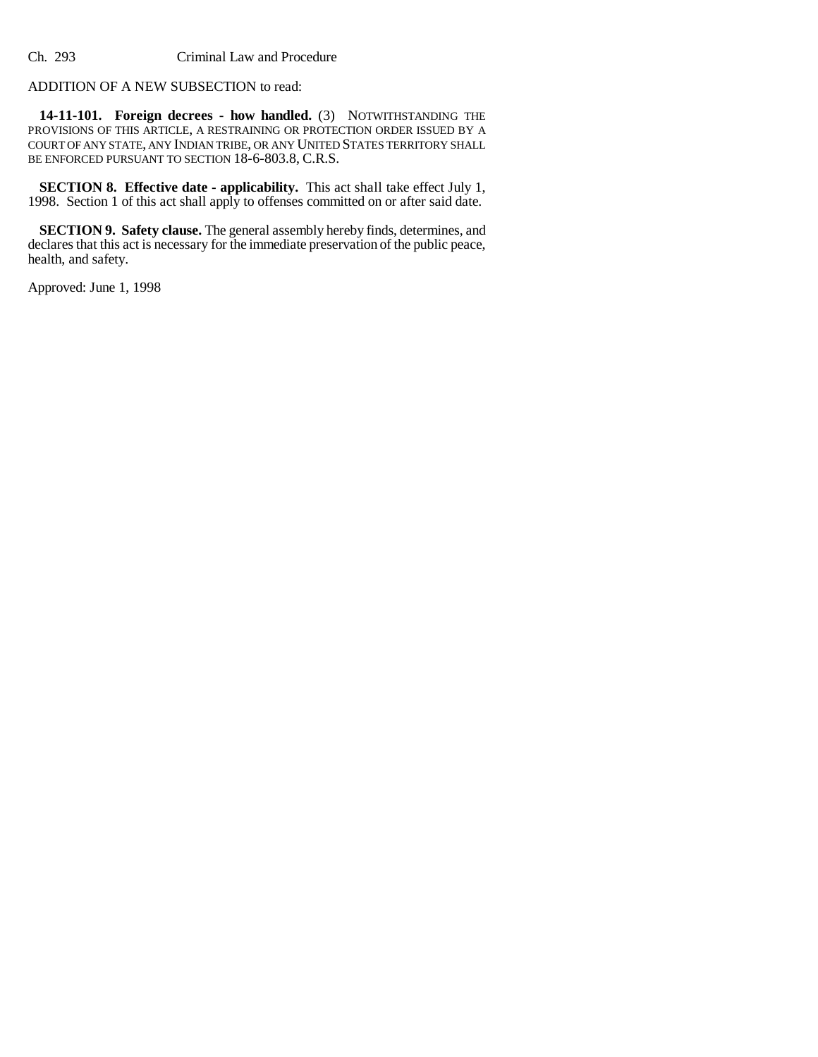ADDITION OF A NEW SUBSECTION to read:

**14-11-101. Foreign decrees - how handled.** (3) NOTWITHSTANDING THE PROVISIONS OF THIS ARTICLE, A RESTRAINING OR PROTECTION ORDER ISSUED BY A COURT OF ANY STATE, ANY INDIAN TRIBE, OR ANY UNITED STATES TERRITORY SHALL BE ENFORCED PURSUANT TO SECTION 18-6-803.8, C.R.S.

**SECTION 8. Effective date - applicability.** This act shall take effect July 1, 1998. Section 1 of this act shall apply to offenses committed on or after said date.

**SECTION 9. Safety clause.** The general assembly hereby finds, determines, and declares that this act is necessary for the immediate preservation of the public peace, health, and safety.

Approved: June 1, 1998